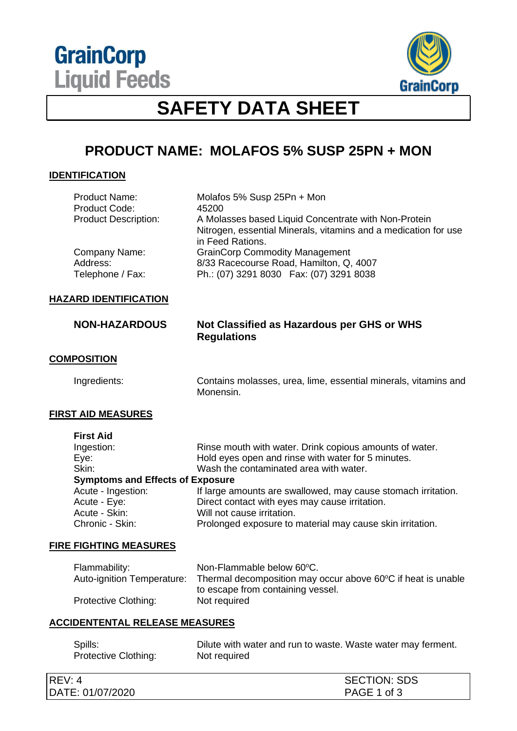GrainCorp Liquid Feeds

GrainCorp

# SAFETY DATA SHEET

## PRODUCT NAME: MOLAFOS 5% SUSP 25PN + MON

### IDENTIFICATION

| | |
|---|---|
| Product Name: | Molafos 5% Susp 25Pn + Mon |
| Product Code: | 45200 |
| Product Description: | A Molasses based Liquid Concentrate with Non-Protein Nitrogen, essential Minerals, vitamins and a medication for use in Feed Rations. |
| Company Name: | GrainCorp Commodity Management |
| Address: | 8/33 Racecourse Road, Hamilton, Q, 4007 |
| Telephone / Fax: | Ph.: (07) 3291 8030 Fax: (07) 3291 8038 |

### HAZARD IDENTIFICATION

**NON-HAZARDOUS** — **Not Classified as Hazardous per GHS or WHS Regulations**

### COMPOSITION

| | |
|---|---|
| Ingredients: | Contains molasses, urea, lime, essential minerals, vitamins and Monensin. |

### FIRST AID MEASURES

**First Aid**

| | |
|---|---|
| Ingestion: | Rinse mouth with water. Drink copious amounts of water. |
| Eye: | Hold eyes open and rinse with water for 5 minutes. |
| Skin: | Wash the contaminated area with water. |

**Symptoms and Effects of Exposure**

| | |
|---|---|
| Acute - Ingestion: | If large amounts are swallowed, may cause stomach irritation. |
| Acute - Eye: | Direct contact with eyes may cause irritation. |
| Acute - Skin: | Will not cause irritation. |
| Chronic - Skin: | Prolonged exposure to material may cause skin irritation. |

### FIRE FIGHTING MEASURES

| | |
|---|---|
| Flammability: | Non-Flammable below 60ºC. |
| Auto-ignition Temperature: | Thermal decomposition may occur above 60ºC if heat is unable to escape from containing vessel. |
| Protective Clothing: | Not required |

### ACCIDENTENTAL RELEASE MEASURES

| | |
|---|---|
| Spills: | Dilute with water and run to waste. Waste water may ferment. |
| Protective Clothing: | Not required |

REV: 4
DATE: 01/07/2020
SECTION: SDS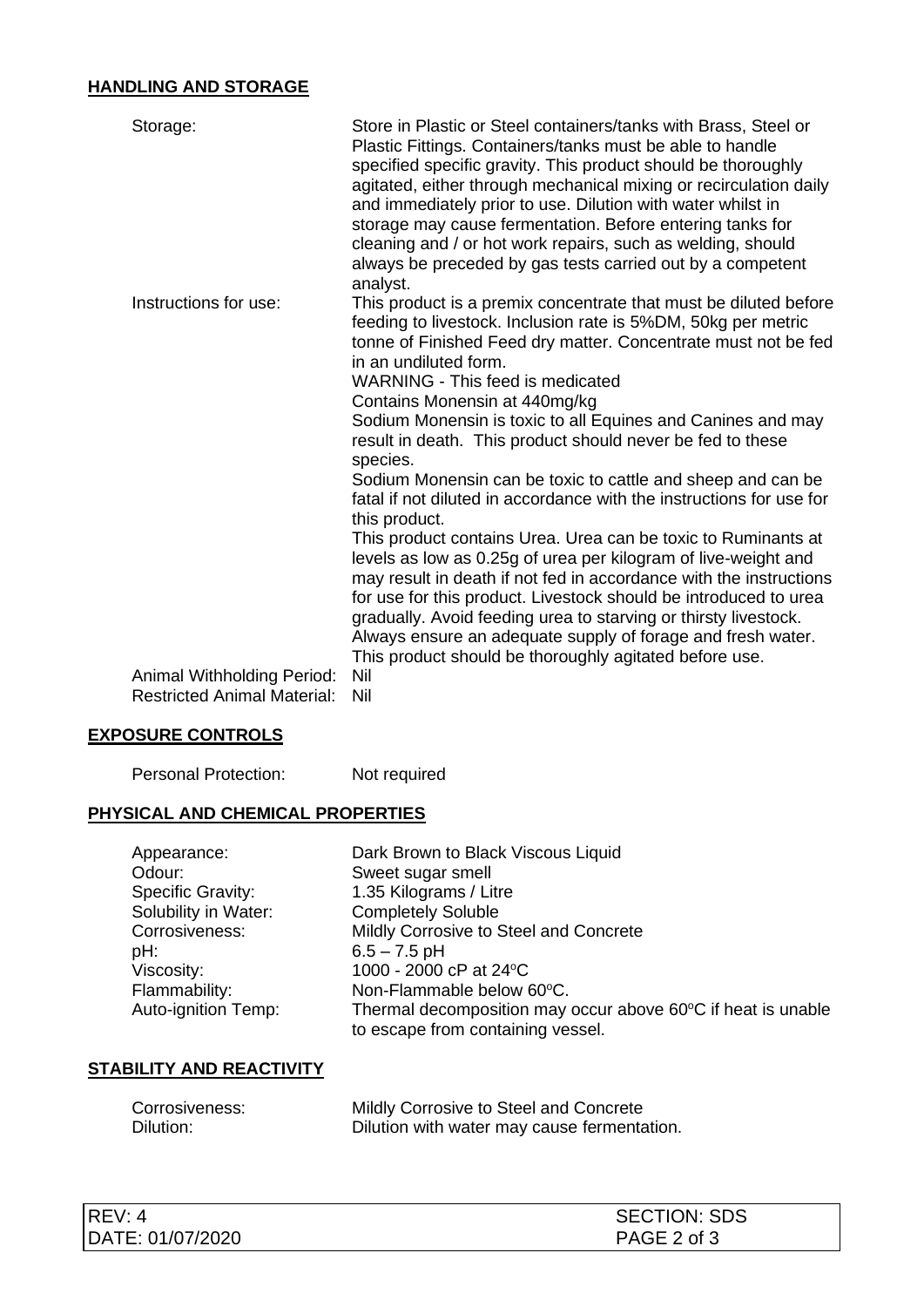## HANDLING AND STORAGE

| | |
|---|---|
| Storage: | Store in Plastic or Steel containers/tanks with Brass, Steel or Plastic Fittings. Containers/tanks must be able to handle specified specific gravity. This product should be thoroughly agitated, either through mechanical mixing or recirculation daily and immediately prior to use. Dilution with water whilst in storage may cause fermentation. Before entering tanks for cleaning and / or hot work repairs, such as welding, should always be preceded by gas tests carried out by a competent analyst. |
| Instructions for use: | This product is a premix concentrate that must be diluted before feeding to livestock. Inclusion rate is 5%DM, 50kg per metric tonne of Finished Feed dry matter. Concentrate must not be fed in an undiluted form.<br>WARNING - This feed is medicated<br>Contains Monensin at 440mg/kg<br>Sodium Monensin is toxic to all Equines and Canines and may result in death. This product should never be fed to these species.<br>Sodium Monensin can be toxic to cattle and sheep and can be fatal if not diluted in accordance with the instructions for use for this product.<br>This product contains Urea. Urea can be toxic to Ruminants at levels as low as 0.25g of urea per kilogram of live-weight and may result in death if not fed in accordance with the instructions for use for this product. Livestock should be introduced to urea gradually. Avoid feeding urea to starving or thirsty livestock. Always ensure an adequate supply of forage and fresh water. This product should be thoroughly agitated before use. |
| Animal Withholding Period: | Nil |
| Restricted Animal Material: | Nil |

## EXPOSURE CONTROLS

| | |
|---|---|
| Personal Protection: | Not required |

## PHYSICAL AND CHEMICAL PROPERTIES

| | |
|---|---|
| Appearance: | Dark Brown to Black Viscous Liquid |
| Odour: | Sweet sugar smell |
| Specific Gravity: | 1.35 Kilograms / Litre |
| Solubility in Water: | Completely Soluble |
| Corrosiveness: | Mildly Corrosive to Steel and Concrete |
| pH: | 6.5 – 7.5 pH |
| Viscosity: | 1000 - 2000 cP at 24°C |
| Flammability: | Non-Flammable below 60°C. |
| Auto-ignition Temp: | Thermal decomposition may occur above 60°C if heat is unable to escape from containing vessel. |

## STABILITY AND REACTIVITY

| | |
|---|---|
| Corrosiveness: | Mildly Corrosive to Steel and Concrete |
| Dilution: | Dilution with water may cause fermentation. |

| | |
|---|---|
| REV: 4 | SECTION: SDS |
| DATE: 01/07/2020 | |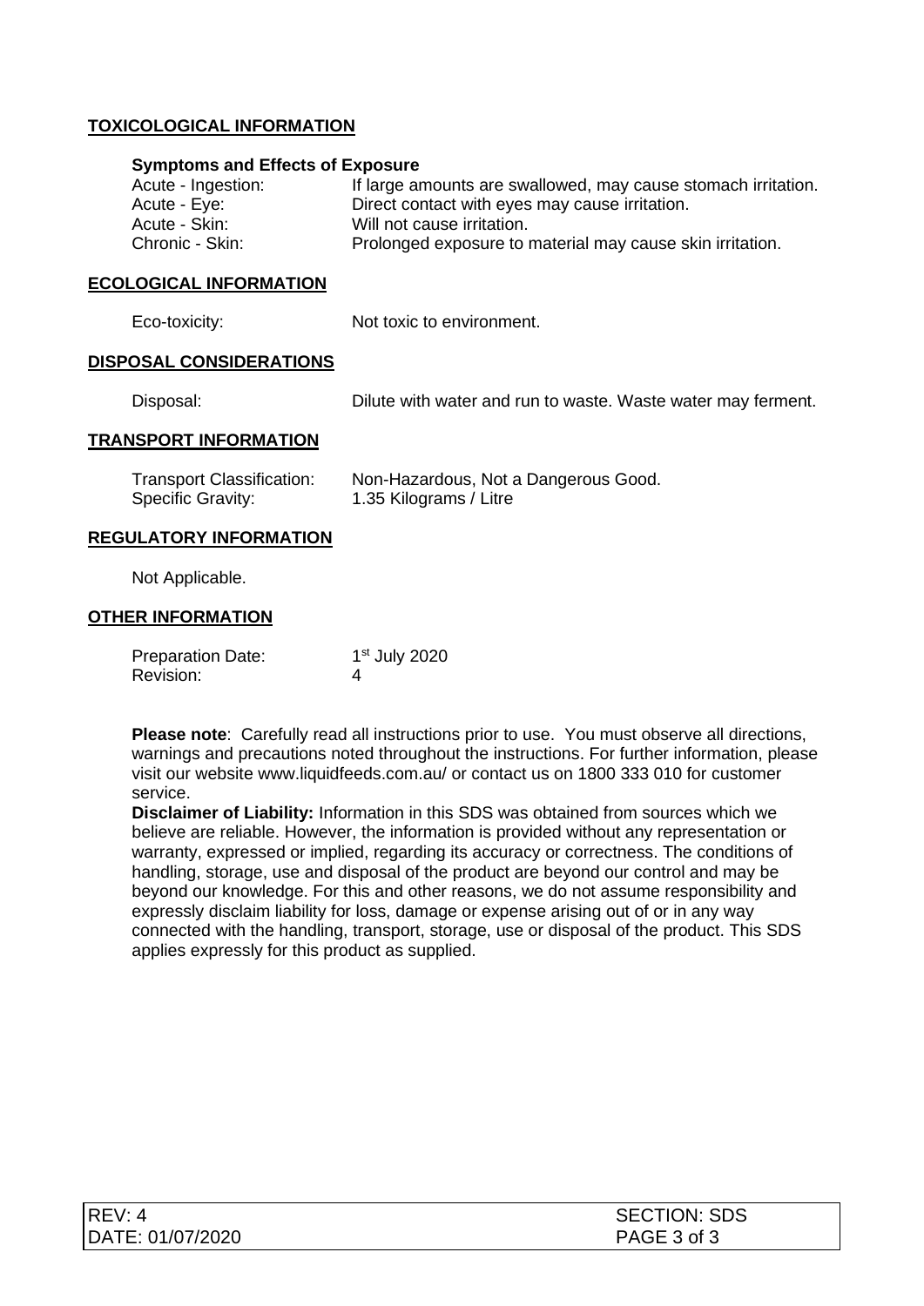## TOXICOLOGICAL INFORMATION

### Symptoms and Effects of Exposure

| | |
|---|---|
| Acute - Ingestion: | If large amounts are swallowed, may cause stomach irritation. |
| Acute - Eye: | Direct contact with eyes may cause irritation. |
| Acute - Skin: | Will not cause irritation. |
| Chronic - Skin: | Prolonged exposure to material may cause skin irritation. |

## ECOLOGICAL INFORMATION

| | |
|---|---|
| Eco-toxicity: | Not toxic to environment. |

## DISPOSAL CONSIDERATIONS

| | |
|---|---|
| Disposal: | Dilute with water and run to waste. Waste water may ferment. |

## TRANSPORT INFORMATION

| | |
|---|---|
| Transport Classification: | Non-Hazardous, Not a Dangerous Good. |
| Specific Gravity: | 1.35 Kilograms / Litre |

## REGULATORY INFORMATION

Not Applicable.

## OTHER INFORMATION

| | |
|---|---|
| Preparation Date: | 1st July 2020 |
| Revision: | 4 |

**Please note**: Carefully read all instructions prior to use. You must observe all directions, warnings and precautions noted throughout the instructions. For further information, please visit our website www.liquidfeeds.com.au/ or contact us on 1800 333 010 for customer service.

**Disclaimer of Liability:** Information in this SDS was obtained from sources which we believe are reliable. However, the information is provided without any representation or warranty, expressed or implied, regarding its accuracy or correctness. The conditions of handling, storage, use and disposal of the product are beyond our control and may be beyond our knowledge. For this and other reasons, we do not assume responsibility and expressly disclaim liability for loss, damage or expense arising out of or in any way connected with the handling, transport, storage, use or disposal of the product. This SDS applies expressly for this product as supplied.